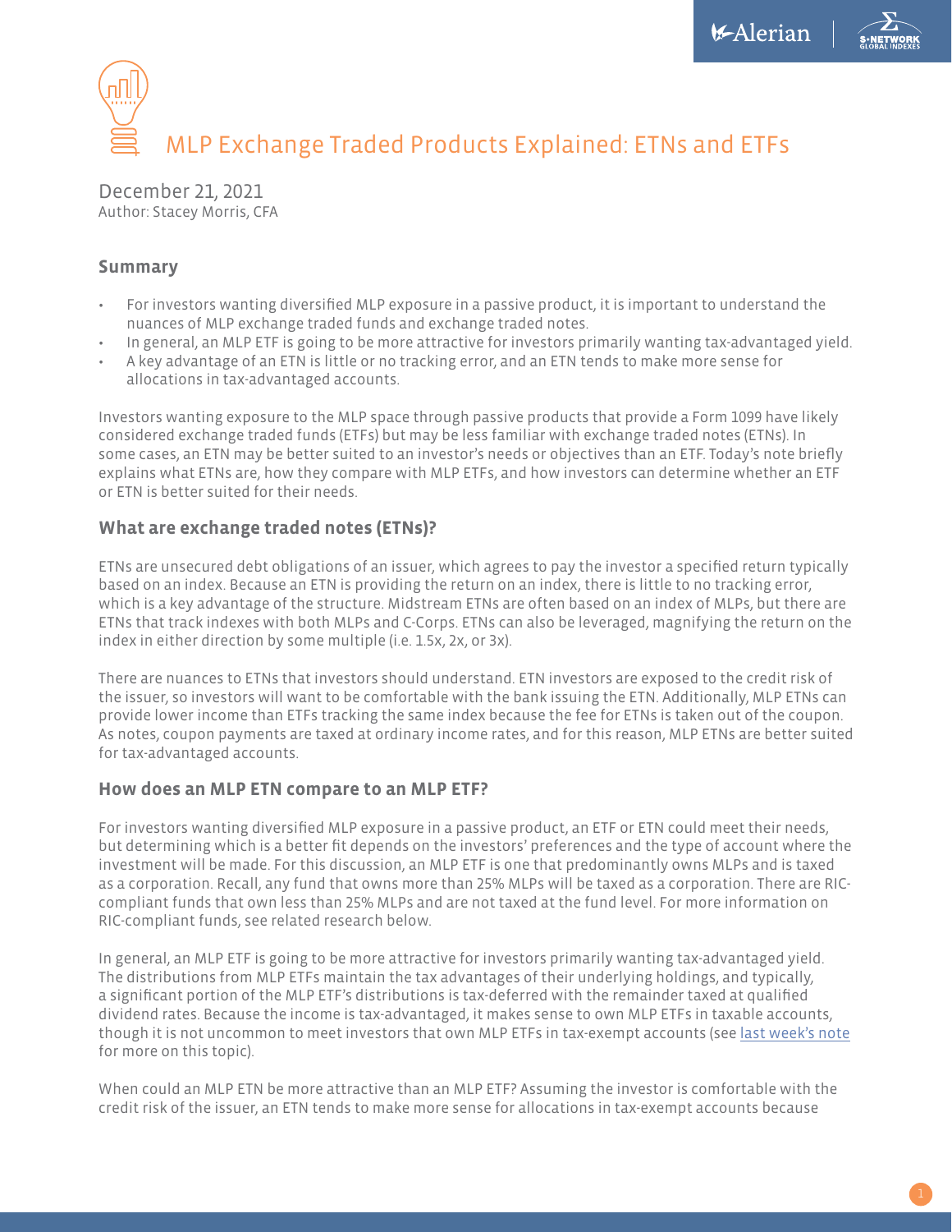# MLP Exchange Traded Products Explained: ETNs and ETFs

December 21, 2021
Author: Stacey Morris, CFA

## Summary

- For investors wanting diversified MLP exposure in a passive product, it is important to understand the nuances of MLP exchange traded funds and exchange traded notes.
- In general, an MLP ETF is going to be more attractive for investors primarily wanting tax-advantaged yield.
- A key advantage of an ETN is little or no tracking error, and an ETN tends to make more sense for allocations in tax-advantaged accounts.

Investors wanting exposure to the MLP space through passive products that provide a Form 1099 have likely considered exchange traded funds (ETFs) but may be less familiar with exchange traded notes (ETNs). In some cases, an ETN may be better suited to an investor's needs or objectives than an ETF. Today's note briefly explains what ETNs are, how they compare with MLP ETFs, and how investors can determine whether an ETF or ETN is better suited for their needs.

## What are exchange traded notes (ETNs)?

ETNs are unsecured debt obligations of an issuer, which agrees to pay the investor a specified return typically based on an index. Because an ETN is providing the return on an index, there is little to no tracking error, which is a key advantage of the structure. Midstream ETNs are often based on an index of MLPs, but there are ETNs that track indexes with both MLPs and C-Corps. ETNs can also be leveraged, magnifying the return on the index in either direction by some multiple (i.e. 1.5x, 2x, or 3x).

There are nuances to ETNs that investors should understand. ETN investors are exposed to the credit risk of the issuer, so investors will want to be comfortable with the bank issuing the ETN. Additionally, MLP ETNs can provide lower income than ETFs tracking the same index because the fee for ETNs is taken out of the coupon. As notes, coupon payments are taxed at ordinary income rates, and for this reason, MLP ETNs are better suited for tax-advantaged accounts.

## How does an MLP ETN compare to an MLP ETF?

For investors wanting diversified MLP exposure in a passive product, an ETF or ETN could meet their needs, but determining which is a better fit depends on the investors' preferences and the type of account where the investment will be made. For this discussion, an MLP ETF is one that predominantly owns MLPs and is taxed as a corporation. Recall, any fund that owns more than 25% MLPs will be taxed as a corporation. There are RIC-compliant funds that own less than 25% MLPs and are not taxed at the fund level. For more information on RIC-compliant funds, see related research below.

In general, an MLP ETF is going to be more attractive for investors primarily wanting tax-advantaged yield. The distributions from MLP ETFs maintain the tax advantages of their underlying holdings, and typically, a significant portion of the MLP ETF's distributions is tax-deferred with the remainder taxed at qualified dividend rates. Because the income is tax-advantaged, it makes sense to own MLP ETFs in taxable accounts, though it is not uncommon to meet investors that own MLP ETFs in tax-exempt accounts (see last week's note for more on this topic).

When could an MLP ETN be more attractive than an MLP ETF? Assuming the investor is comfortable with the credit risk of the issuer, an ETN tends to make more sense for allocations in tax-exempt accounts because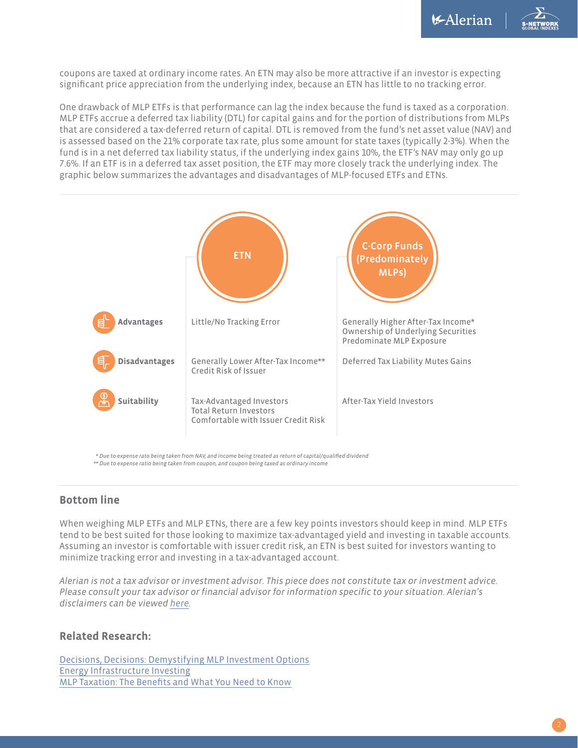coupons are taxed at ordinary income rates. An ETN may also be more attractive if an investor is expecting significant price appreciation from the underlying index, because an ETN has little to no tracking error.

One drawback of MLP ETFs is that performance can lag the index because the fund is taxed as a corporation. MLP ETFs accrue a deferred tax liability (DTL) for capital gains and for the portion of distributions from MLPs that are considered a tax-deferred return of capital. DTL is removed from the fund's net asset value (NAV) and is assessed based on the 21% corporate tax rate, plus some amount for state taxes (typically 2-3%). When the fund is in a net deferred tax liability status, if the underlying index gains 10%, the ETF's NAV may only go up 7.6%. If an ETF is in a deferred tax asset position, the ETF may more closely track the underlying index. The graphic below summarizes the advantages and disadvantages of MLP-focused ETFs and ETNs.

| | ETN | C-Corp Funds (Predominately MLPs) |
|---|---|---|
| **Advantages** | Little/No Tracking Error | Generally Higher After-Tax Income*<br>Ownership of Underlying Securities<br>Predominate MLP Exposure |
| **Disadvantages** | Generally Lower After-Tax Income**<br>Credit Risk of Issuer | Deferred Tax Liability Mutes Gains |
| **Suitability** | Tax-Advantaged Investors<br>Total Return Investors<br>Comfortable with Issuer Credit Risk | After-Tax Yield Investors |

*\* Due to expense rato being taken from NAV, and income being treated as return of capital/qualified dividend*
*\*\* Due to expense ratio being taken from coupon, and coupon being taxed as ordinary income*

## Bottom line

When weighing MLP ETFs and MLP ETNs, there are a few key points investors should keep in mind. MLP ETFs tend to be best suited for those looking to maximize tax-advantaged yield and investing in taxable accounts. Assuming an investor is comfortable with issuer credit risk, an ETN is best suited for investors wanting to minimize tracking error and investing in a tax-advantaged account.

*Alerian is not a tax advisor or investment advisor. This piece does not constitute tax or investment advice. Please consult your tax advisor or financial advisor for information specific to your situation. Alerian's disclaimers can be viewed here.*

## Related Research:

Decisions, Decisions: Demystifying MLP Investment Options
Energy Infrastructure Investing
MLP Taxation: The Benefits and What You Need to Know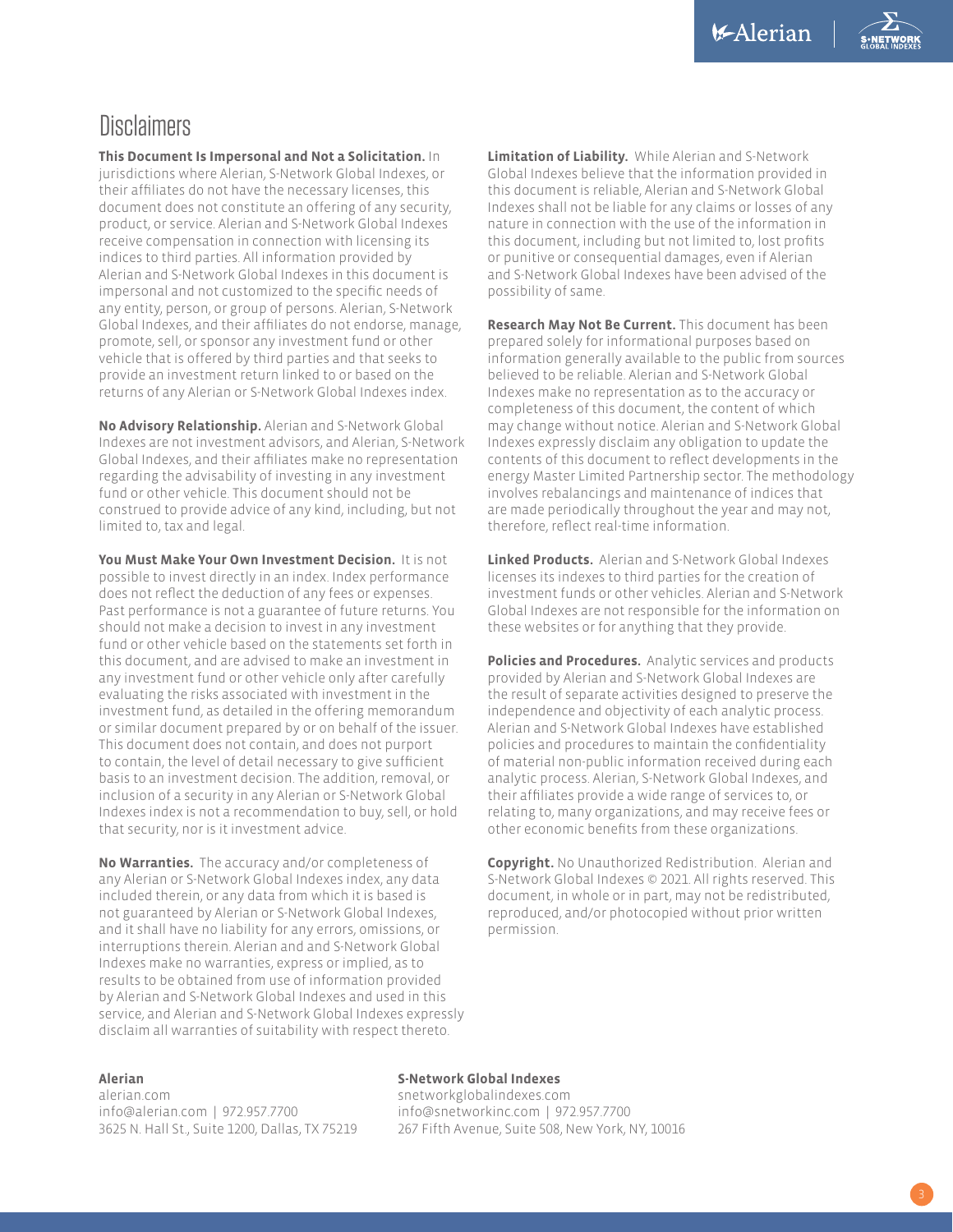# Disclaimers

**This Document Is Impersonal and Not a Solicitation.** In jurisdictions where Alerian, S-Network Global Indexes, or their affiliates do not have the necessary licenses, this document does not constitute an offering of any security, product, or service. Alerian and S-Network Global Indexes receive compensation in connection with licensing its indices to third parties. All information provided by Alerian and S-Network Global Indexes in this document is impersonal and not customized to the specific needs of any entity, person, or group of persons. Alerian, S-Network Global Indexes, and their affiliates do not endorse, manage, promote, sell, or sponsor any investment fund or other vehicle that is offered by third parties and that seeks to provide an investment return linked to or based on the returns of any Alerian or S-Network Global Indexes index.

**No Advisory Relationship.** Alerian and S-Network Global Indexes are not investment advisors, and Alerian, S-Network Global Indexes, and their affiliates make no representation regarding the advisability of investing in any investment fund or other vehicle. This document should not be construed to provide advice of any kind, including, but not limited to, tax and legal.

**You Must Make Your Own Investment Decision.** It is not possible to invest directly in an index. Index performance does not reflect the deduction of any fees or expenses. Past performance is not a guarantee of future returns. You should not make a decision to invest in any investment fund or other vehicle based on the statements set forth in this document, and are advised to make an investment in any investment fund or other vehicle only after carefully evaluating the risks associated with investment in the investment fund, as detailed in the offering memorandum or similar document prepared by or on behalf of the issuer. This document does not contain, and does not purport to contain, the level of detail necessary to give sufficient basis to an investment decision. The addition, removal, or inclusion of a security in any Alerian or S-Network Global Indexes index is not a recommendation to buy, sell, or hold that security, nor is it investment advice.

**No Warranties.** The accuracy and/or completeness of any Alerian or S-Network Global Indexes index, any data included therein, or any data from which it is based is not guaranteed by Alerian or S-Network Global Indexes, and it shall have no liability for any errors, omissions, or interruptions therein. Alerian and S-Network Global Indexes make no warranties, express or implied, as to results to be obtained from use of information provided by Alerian and S-Network Global Indexes and used in this service, and Alerian and S-Network Global Indexes expressly disclaim all warranties of suitability with respect thereto.

**Limitation of Liability.** While Alerian and S-Network Global Indexes believe that the information provided in this document is reliable, Alerian and S-Network Global Indexes shall not be liable for any claims or losses of any nature in connection with the use of the information in this document, including but not limited to, lost profits or punitive or consequential damages, even if Alerian and S-Network Global Indexes have been advised of the possibility of same.

**Research May Not Be Current.** This document has been prepared solely for informational purposes based on information generally available to the public from sources believed to be reliable. Alerian and S-Network Global Indexes make no representation as to the accuracy or completeness of this document, the content of which may change without notice. Alerian and S-Network Global Indexes expressly disclaim any obligation to update the contents of this document to reflect developments in the energy Master Limited Partnership sector. The methodology involves rebalancings and maintenance of indices that are made periodically throughout the year and may not, therefore, reflect real-time information.

**Linked Products.** Alerian and S-Network Global Indexes licenses its indexes to third parties for the creation of investment funds or other vehicles. Alerian and S-Network Global Indexes are not responsible for the information on these websites or for anything that they provide.

**Policies and Procedures.** Analytic services and products provided by Alerian and S-Network Global Indexes are the result of separate activities designed to preserve the independence and objectivity of each analytic process. Alerian and S-Network Global Indexes have established policies and procedures to maintain the confidentiality of material non-public information received during each analytic process. Alerian, S-Network Global Indexes, and their affiliates provide a wide range of services to, or relating to, many organizations, and may receive fees or other economic benefits from these organizations.

**Copyright.** No Unauthorized Redistribution. Alerian and S-Network Global Indexes © 2021. All rights reserved. This document, in whole or in part, may not be redistributed, reproduced, and/or photocopied without prior written permission.

**Alerian**
alerian.com
info@alerian.com | 972.957.7700
3625 N. Hall St., Suite 1200, Dallas, TX 75219

**S-Network Global Indexes**
snetworkglobalindexes.com
info@snetworkinc.com | 972.957.7700
267 Fifth Avenue, Suite 508, New York, NY, 10016